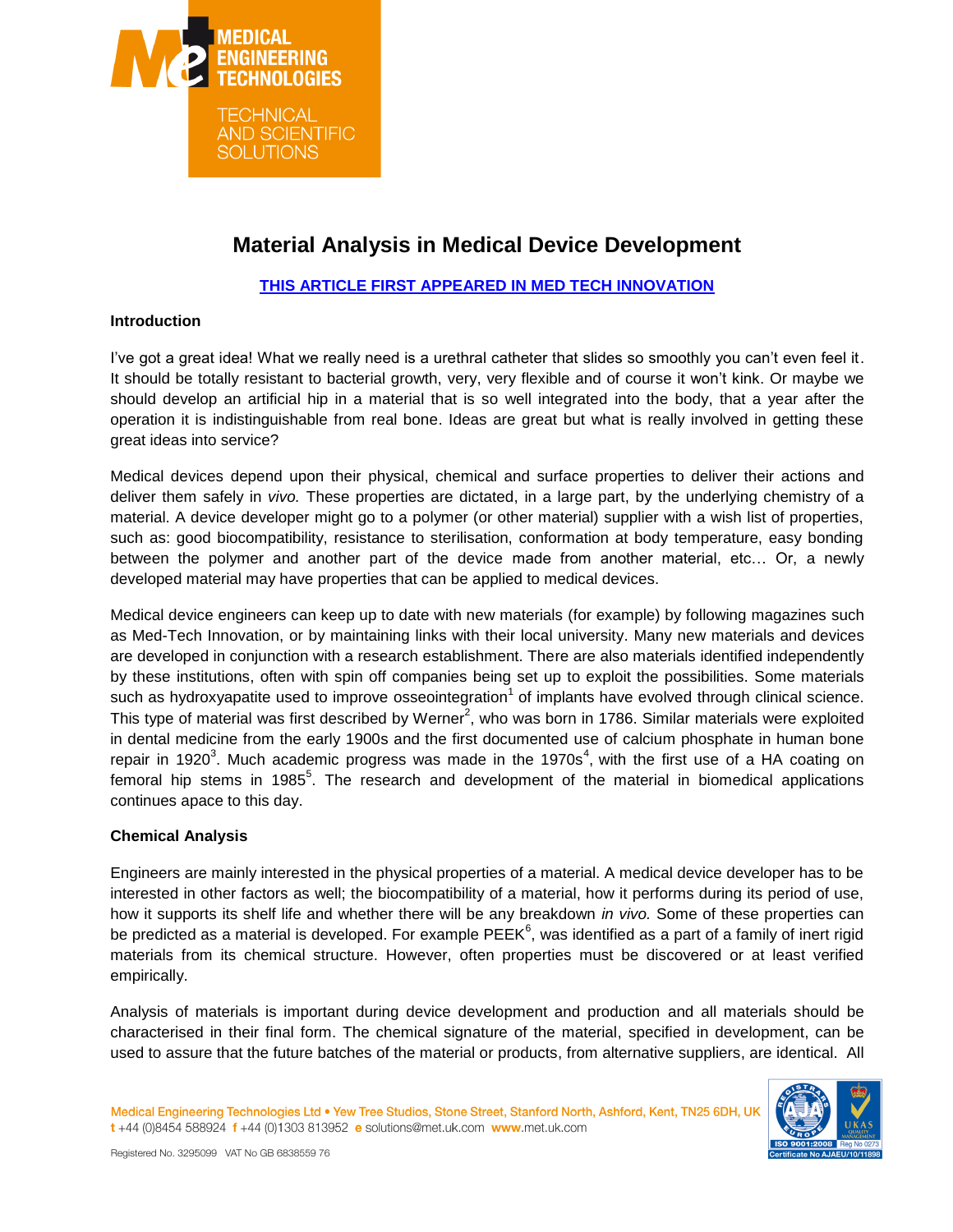# Material Analysis in Medical Device Development

**THIS ARTICLE FIRST APPEARED IN MED TECH INNOVATION**

## Introduction

I've got a great idea! What we really need is a urethral catheter that slides so smoothly you can't even feel it. It should be totally resistant to bacterial growth, very, very flexible and of course it won't kink. Or maybe we should develop an artificial hip in a material that is so well integrated into the body, that a year after the operation it is indistinguishable from real bone. Ideas are great but what is really involved in getting these great ideas into service?

Medical devices depend upon their physical, chemical and surface properties to deliver their actions and deliver them safely in *vivo.* These properties are dictated, in a large part, by the underlying chemistry of a material. A device developer might go to a polymer (or other material) supplier with a wish list of properties, such as: good biocompatibility, resistance to sterilisation, conformation at body temperature, easy bonding between the polymer and another part of the device made from another material, etc… Or, a newly developed material may have properties that can be applied to medical devices.

Medical device engineers can keep up to date with new materials (for example) by following magazines such as Med-Tech Innovation, or by maintaining links with their local university. Many new materials and devices are developed in conjunction with a research establishment. There are also materials identified independently by these institutions, often with spin off companies being set up to exploit the possibilities. Some materials such as hydroxyapatite used to improve osseointegration[1] of implants have evolved through clinical science. This type of material was first described by Werner[2], who was born in 1786. Similar materials were exploited in dental medicine from the early 1900s and the first documented use of calcium phosphate in human bone repair in 1920[3]. Much academic progress was made in the 1970s[4], with the first use of a HA coating on femoral hip stems in 1985[5]. The research and development of the material in biomedical applications continues apace to this day.

## Chemical Analysis

Engineers are mainly interested in the physical properties of a material. A medical device developer has to be interested in other factors as well; the biocompatibility of a material, how it performs during its period of use, how it supports its shelf life and whether there will be any breakdown *in vivo.* Some of these properties can be predicted as a material is developed. For example PEEK[6], was identified as a part of a family of inert rigid materials from its chemical structure. However, often properties must be discovered or at least verified empirically.

Analysis of materials is important during device development and production and all materials should be characterised in their final form. The chemical signature of the material, specified in development, can be used to assure that the future batches of the material or products, from alternative suppliers, are identical. All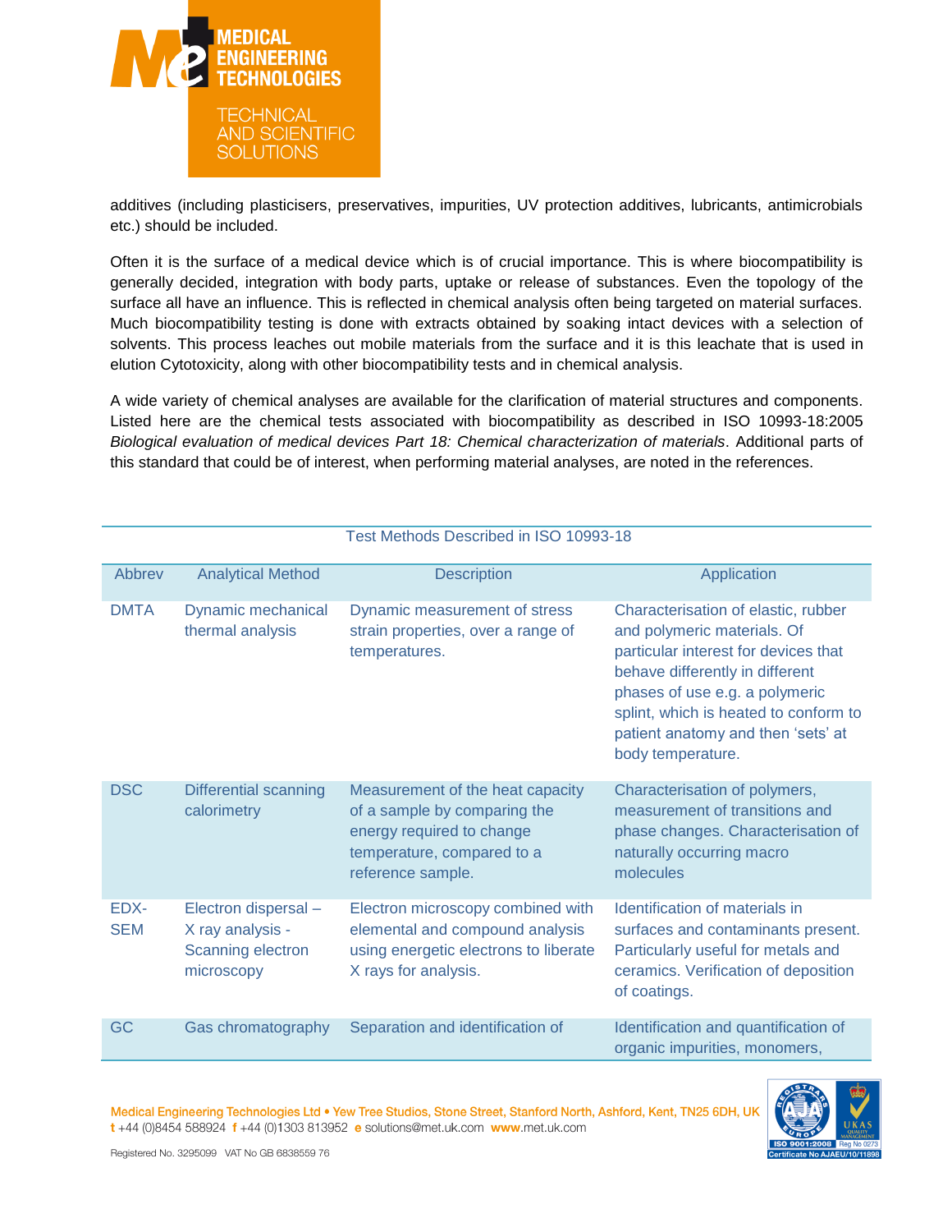additives (including plasticisers, preservatives, impurities, UV protection additives, lubricants, antimicrobials etc.) should be included.

Often it is the surface of a medical device which is of crucial importance. This is where biocompatibility is generally decided, integration with body parts, uptake or release of substances. Even the topology of the surface all have an influence. This is reflected in chemical analysis often being targeted on material surfaces. Much biocompatibility testing is done with extracts obtained by soaking intact devices with a selection of solvents. This process leaches out mobile materials from the surface and it is this leachate that is used in elution Cytotoxicity, along with other biocompatibility tests and in chemical analysis.

A wide variety of chemical analyses are available for the clarification of material structures and components. Listed here are the chemical tests associated with biocompatibility as described in ISO 10993-18:2005 *Biological evaluation of medical devices Part 18: Chemical characterization of materials*. Additional parts of this standard that could be of interest, when performing material analyses, are noted in the references.

Test Methods Described in ISO 10993-18

| Abbrev | Analytical Method | Description | Application |
|---|---|---|---|
| DMTA | Dynamic mechanical thermal analysis | Dynamic measurement of stress strain properties, over a range of temperatures. | Characterisation of elastic, rubber and polymeric materials. Of particular interest for devices that behave differently in different phases of use e.g. a polymeric splint, which is heated to conform to patient anatomy and then 'sets' at body temperature. |
| DSC | Differential scanning calorimetry | Measurement of the heat capacity of a sample by comparing the energy required to change temperature, compared to a reference sample. | Characterisation of polymers, measurement of transitions and phase changes. Characterisation of naturally occurring macro molecules |
| EDX-SEM | Electron dispersal – X ray analysis - Scanning electron microscopy | Electron microscopy combined with elemental and compound analysis using energetic electrons to liberate X rays for analysis. | Identification of materials in surfaces and contaminants present. Particularly useful for metals and ceramics. Verification of deposition of coatings. |
| GC | Gas chromatography | Separation and identification of | Identification and quantification of organic impurities, monomers, |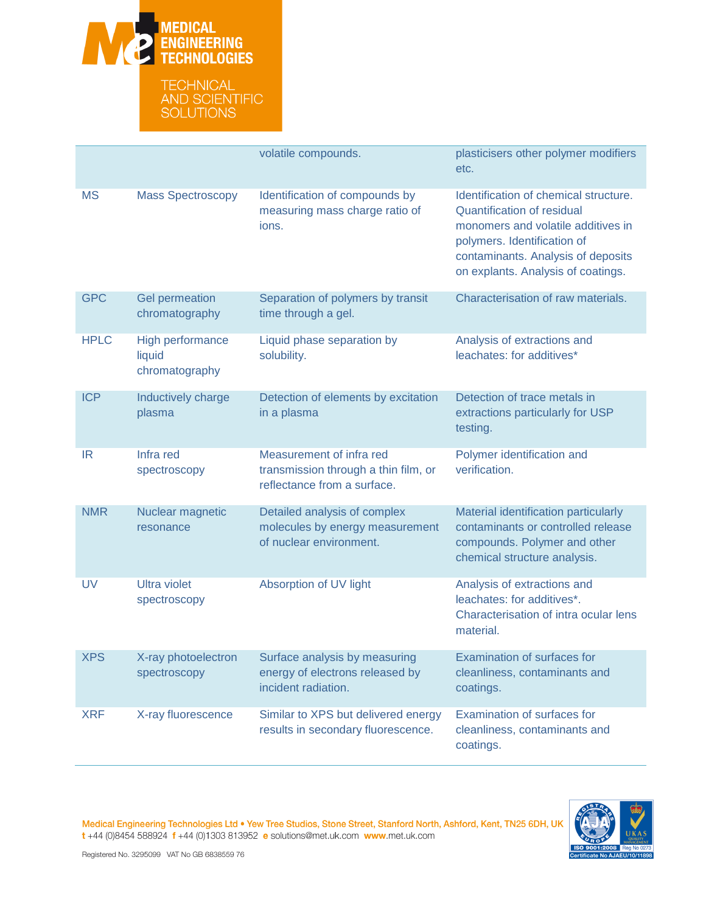| | | | |
|---|---|---|---|
| | | volatile compounds. | plasticisers other polymer modifiers etc. |
| MS | Mass Spectroscopy | Identification of compounds by measuring mass charge ratio of ions. | Identification of chemical structure. Quantification of residual monomers and volatile additives in polymers. Identification of contaminants. Analysis of deposits on explants. Analysis of coatings. |
| GPC | Gel permeation chromatography | Separation of polymers by transit time through a gel. | Characterisation of raw materials. |
| HPLC | High performance liquid chromatography | Liquid phase separation by solubility. | Analysis of extractions and leachates: for additives* |
| ICP | Inductively charge plasma | Detection of elements by excitation in a plasma | Detection of trace metals in extractions particularly for USP testing. |
| IR | Infra red spectroscopy | Measurement of infra red transmission through a thin film, or reflectance from a surface. | Polymer identification and verification. |
| NMR | Nuclear magnetic resonance | Detailed analysis of complex molecules by energy measurement of nuclear environment. | Material identification particularly contaminants or controlled release compounds. Polymer and other chemical structure analysis. |
| UV | Ultra violet spectroscopy | Absorption of UV light | Analysis of extractions and leachates: for additives*. Characterisation of intra ocular lens material. |
| XPS | X-ray photoelectron spectroscopy | Surface analysis by measuring energy of electrons released by incident radiation. | Examination of surfaces for cleanliness, contaminants and coatings. |
| XRF | X-ray fluorescence | Similar to XPS but delivered energy results in secondary fluorescence. | Examination of surfaces for cleanliness, contaminants and coatings. |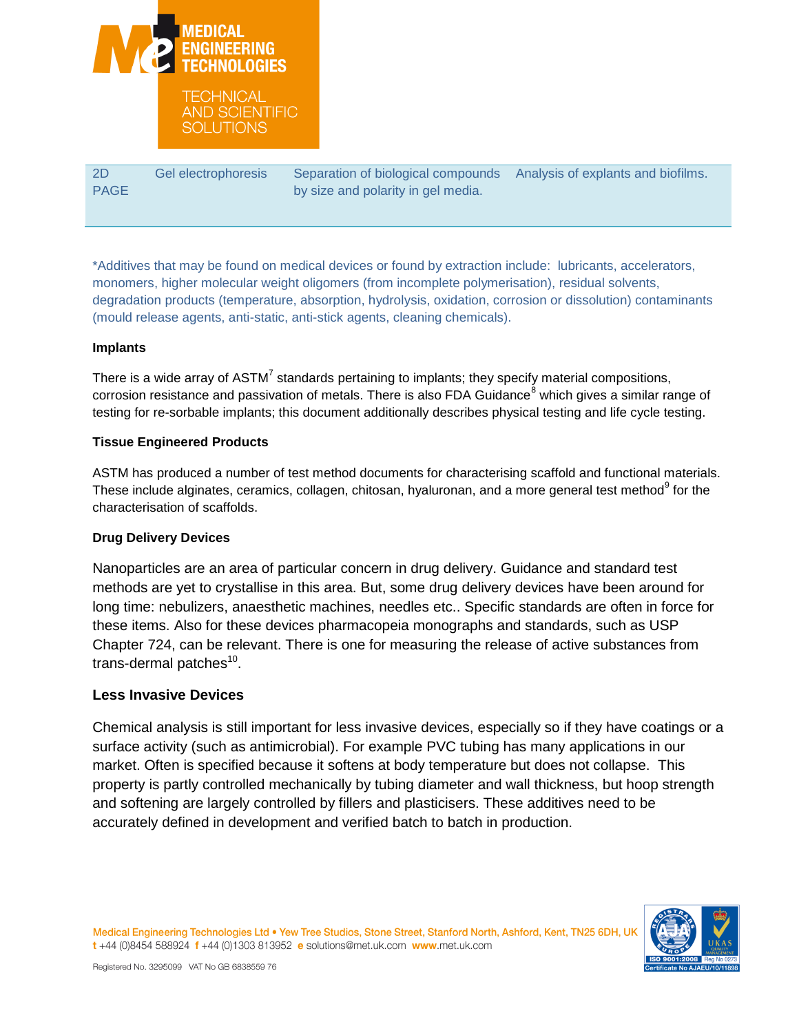| 2D PAGE | Gel electrophoresis | Separation of biological compounds by size and polarity in gel media. | Analysis of explants and biofilms. |
|---|---|---|---|

*Additives that may be found on medical devices or found by extraction include: lubricants, accelerators, monomers, higher molecular weight oligomers (from incomplete polymerisation), residual solvents, degradation products (temperature, absorption, hydrolysis, oxidation, corrosion or dissolution) contaminants (mould release agents, anti-static, anti-stick agents, cleaning chemicals).

**Implants**

There is a wide array of ASTM[7] standards pertaining to implants; they specify material compositions, corrosion resistance and passivation of metals. There is also FDA Guidance[8] which gives a similar range of testing for re-sorbable implants; this document additionally describes physical testing and life cycle testing.

**Tissue Engineered Products**

ASTM has produced a number of test method documents for characterising scaffold and functional materials. These include alginates, ceramics, collagen, chitosan, hyaluronan, and a more general test method[9] for the characterisation of scaffolds.

**Drug Delivery Devices**

Nanoparticles are an area of particular concern in drug delivery. Guidance and standard test methods are yet to crystallise in this area. But, some drug delivery devices have been around for long time: nebulizers, anaesthetic machines, needles etc.. Specific standards are often in force for these items. Also for these devices pharmacopeia monographs and standards, such as USP Chapter 724, can be relevant. There is one for measuring the release of active substances from trans-dermal patches[10].

**Less Invasive Devices**

Chemical analysis is still important for less invasive devices, especially so if they have coatings or a surface activity (such as antimicrobial). For example PVC tubing has many applications in our market. Often is specified because it softens at body temperature but does not collapse. This property is partly controlled mechanically by tubing diameter and wall thickness, but hoop strength and softening are largely controlled by fillers and plasticisers. These additives need to be accurately defined in development and verified batch to batch in production.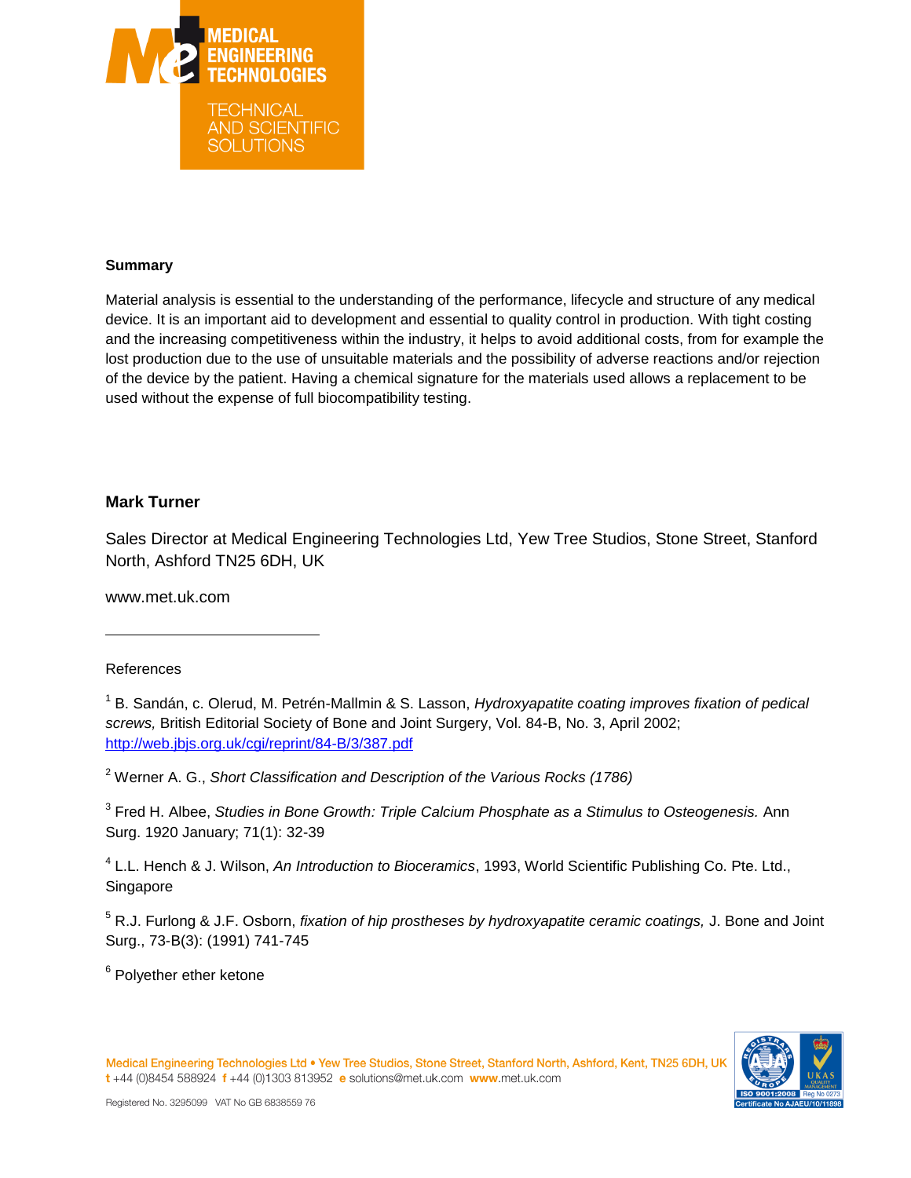**Summary**

Material analysis is essential to the understanding of the performance, lifecycle and structure of any medical device. It is an important aid to development and essential to quality control in production. With tight costing and the increasing competitiveness within the industry, it helps to avoid additional costs, from for example the lost production due to the use of unsuitable materials and the possibility of adverse reactions and/or rejection of the device by the patient. Having a chemical signature for the materials used allows a replacement to be used without the expense of full biocompatibility testing.

**Mark Turner**

Sales Director at Medical Engineering Technologies Ltd, Yew Tree Studios, Stone Street, Stanford North, Ashford TN25 6DH, UK

www.met.uk.com

---

References

[1] B. Sandán, c. Olerud, M. Petrén-Mallmin & S. Lasson, *Hydroxyapatite coating improves fixation of pedical screws,* British Editorial Society of Bone and Joint Surgery, Vol. 84-B, No. 3, April 2002; http://web.jbjs.org.uk/cgi/reprint/84-B/3/387.pdf

[2] Werner A. G., *Short Classification and Description of the Various Rocks (1786)*

[3] Fred H. Albee, *Studies in Bone Growth: Triple Calcium Phosphate as a Stimulus to Osteogenesis.* Ann Surg. 1920 January; 71(1): 32-39

[4] L.L. Hench & J. Wilson, *An Introduction to Bioceramics*, 1993, World Scientific Publishing Co. Pte. Ltd., Singapore

[5] R.J. Furlong & J.F. Osborn, *fixation of hip prostheses by hydroxyapatite ceramic coatings,* J. Bone and Joint Surg., 73-B(3): (1991) 741-745

[6] Polyether ether ketone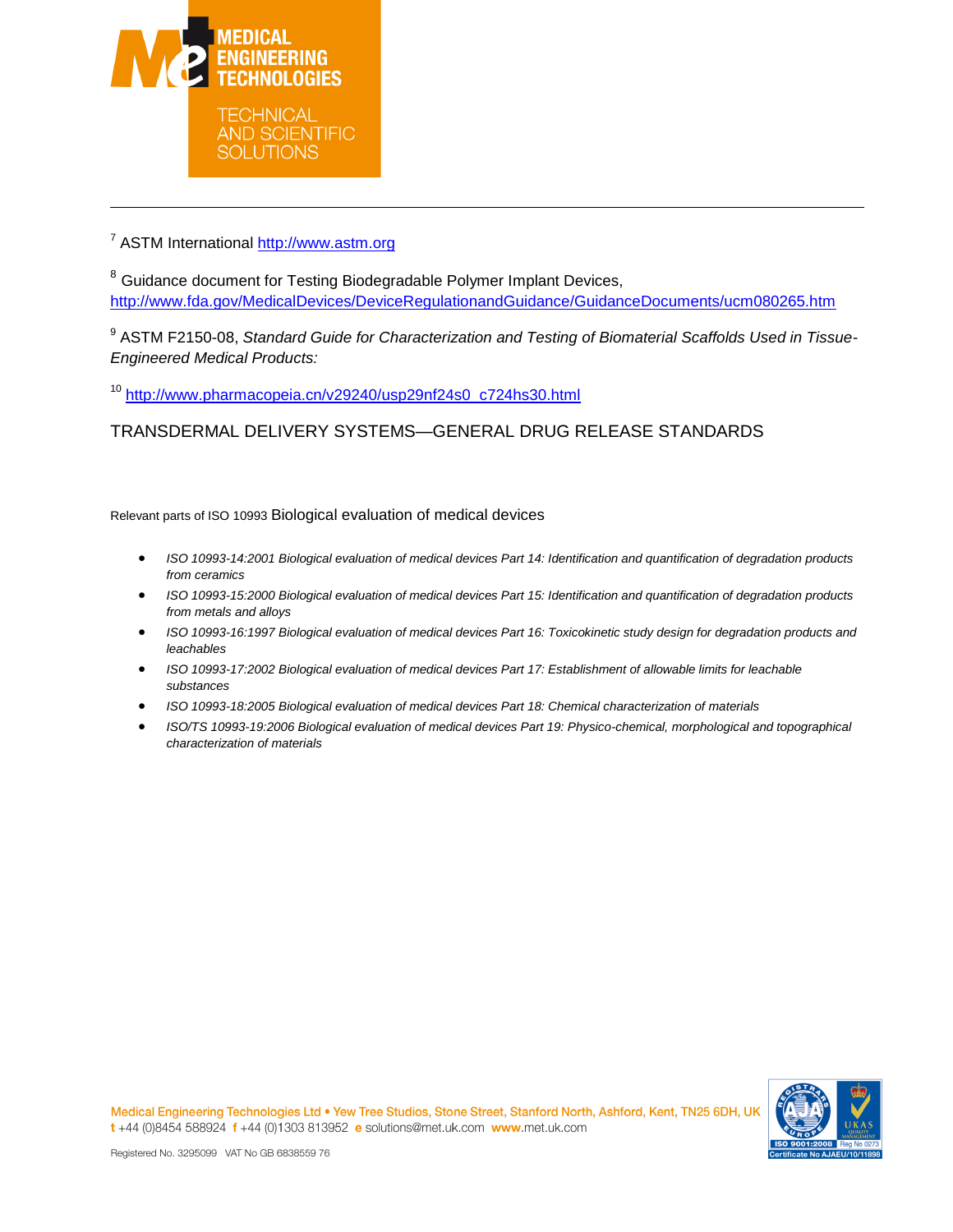[7] ASTM International http://www.astm.org

[8] Guidance document for Testing Biodegradable Polymer Implant Devices, http://www.fda.gov/MedicalDevices/DeviceRegulationandGuidance/GuidanceDocuments/ucm080265.htm

[9] ASTM F2150-08, *Standard Guide for Characterization and Testing of Biomaterial Scaffolds Used in Tissue-Engineered Medical Products:*

[10] http://www.pharmacopeia.cn/v29240/usp29nf24s0_c724hs30.html

TRANSDERMAL DELIVERY SYSTEMS—GENERAL DRUG RELEASE STANDARDS

Relevant parts of ISO 10993 Biological evaluation of medical devices

- *ISO 10993-14:2001 Biological evaluation of medical devices Part 14: Identification and quantification of degradation products from ceramics*
- *ISO 10993-15:2000 Biological evaluation of medical devices Part 15: Identification and quantification of degradation products from metals and alloys*
- *ISO 10993-16:1997 Biological evaluation of medical devices Part 16: Toxicokinetic study design for degradation products and leachables*
- *ISO 10993-17:2002 Biological evaluation of medical devices Part 17: Establishment of allowable limits for leachable substances*
- *ISO 10993-18:2005 Biological evaluation of medical devices Part 18: Chemical characterization of materials*
- *ISO/TS 10993-19:2006 Biological evaluation of medical devices Part 19: Physico-chemical, morphological and topographical characterization of materials*